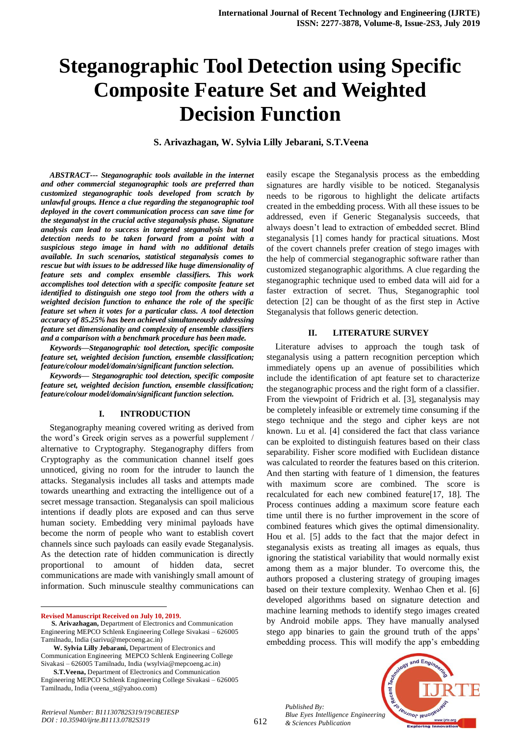# Steganographic Tool Detection using Specific Composite Feature Set and Weighted Decision Function

**S. Arivazhagan, W. Sylvia Lilly Jebarani, S.T.Veena**

***ABSTRACT--- Steganographic tools available in the internet and other commercial steganographic tools are preferred than customized steganographic tools developed from scratch by unlawful groups. Hence a clue regarding the steganographic tool deployed in the covert communication process can save time for the steganalyst in the crucial active steganalysis phase. Signature analysis can lead to success in targeted steganalysis but tool detection needs to be taken forward from a point with a suspicious stego image in hand with no additional details available. In such scenarios, statistical steganalysis comes to rescue but with issues to be addressed like huge dimensionality of feature sets and complex ensemble classifiers. This work accomplishes tool detection with a specific composite feature set identified to distinguish one stego tool from the others with a weighted decision function to enhance the role of the specific feature set when it votes for a particular class. A tool detection accuracy of 85.25% has been achieved simultaneously addressing feature set dimensionality and complexity of ensemble classifiers and a comparison with a benchmark procedure has been made.***

***Keywords—Steganographic tool detection, specific composite feature set, weighted decision function, ensemble classification; feature/colour model/domain/significant function selection.***

***Keywords— Steganographic tool detection, specific composite feature set, weighted decision function, ensemble classification; feature/colour model/domain/significant function selection.***

## I. INTRODUCTION

Steganography meaning covered writing as derived from the word's Greek origin serves as a powerful supplement / alternative to Cryptography. Steganography differs from Cryptography as the communication channel itself goes unnoticed, giving no room for the intruder to launch the attacks. Steganalysis includes all tasks and attempts made towards unearthing and extracting the intelligence out of a secret message transaction. Steganalysis can spoil malicious intentions if deadly plots are exposed and can thus serve human society. Embedding very minimal payloads have become the norm of people who want to establish covert channels since such payloads can easily evade Steganalysis. As the detection rate of hidden communication is directly proportional to amount of hidden data, secret communications are made with vanishingly small amount of information. Such minuscule stealthy communications can easily escape the Steganalysis process as the embedding signatures are hardly visible to be noticed. Steganalysis needs to be rigorous to highlight the delicate artifacts created in the embedding process. With all these issues to be addressed, even if Generic Steganalysis succeeds, that always doesn't lead to extraction of embedded secret. Blind steganalysis [1] comes handy for practical situations. Most of the covert channels prefer creation of stego images with the help of commercial steganographic software rather than customized steganographic algorithms. A clue regarding the steganographic technique used to embed data will aid for a faster extraction of secret. Thus, Steganographic tool detection [2] can be thought of as the first step in Active Steganalysis that follows generic detection.

## II. LITERATURE SURVEY

Literature advises to approach the tough task of steganalysis using a pattern recognition perception which immediately opens up an avenue of possibilities which include the identification of apt feature set to characterize the steganographic process and the right form of a classifier. From the viewpoint of Fridrich et al. [3], steganalysis may be completely infeasible or extremely time consuming if the stego technique and the stego and cipher keys are not known. Lu et al. [4] considered the fact that class variance can be exploited to distinguish features based on their class separability. Fisher score modified with Euclidean distance was calculated to reorder the features based on this criterion. And then starting with feature of 1 dimension, the features with maximum score are combined. The score is recalculated for each new combined feature[17, 18]. The Process continues adding a maximum score feature each time until there is no further improvement in the score of combined features which gives the optimal dimensionality. Hou et al. [5] adds to the fact that the major defect in steganalysis exists as treating all images as equals, thus ignoring the statistical variability that would normally exist among them as a major blunder. To overcome this, the authors proposed a clustering strategy of grouping images based on their texture complexity. Wenhao Chen et al. [6] developed algorithms based on signature detection and machine learning methods to identify stego images created by Android mobile apps. They have manually analysed stego app binaries to gain the ground truth of the apps' embedding process. This will modify the app's embedding

---

**Revised Manuscript Received on July 10, 2019.**

**S. Arivazhagan,** Department of Electronics and Communication Engineering MEPCO Schlenk Engineering College Sivakasi – 626005 Tamilnadu, India (sarivu@mepcoeng.ac.in)

**W. Sylvia Lilly Jebarani,** Department of Electronics and Communication Engineering MEPCO Schlenk Engineering College Sivakasi – 626005 Tamilnadu, India (wsylvia@mepcoeng.ac.in)

**S.T.Veena,** Department of Electronics and Communication Engineering MEPCO Schlenk Engineering College Sivakasi – 626005 Tamilnadu, India (veena_st@yahoo.com)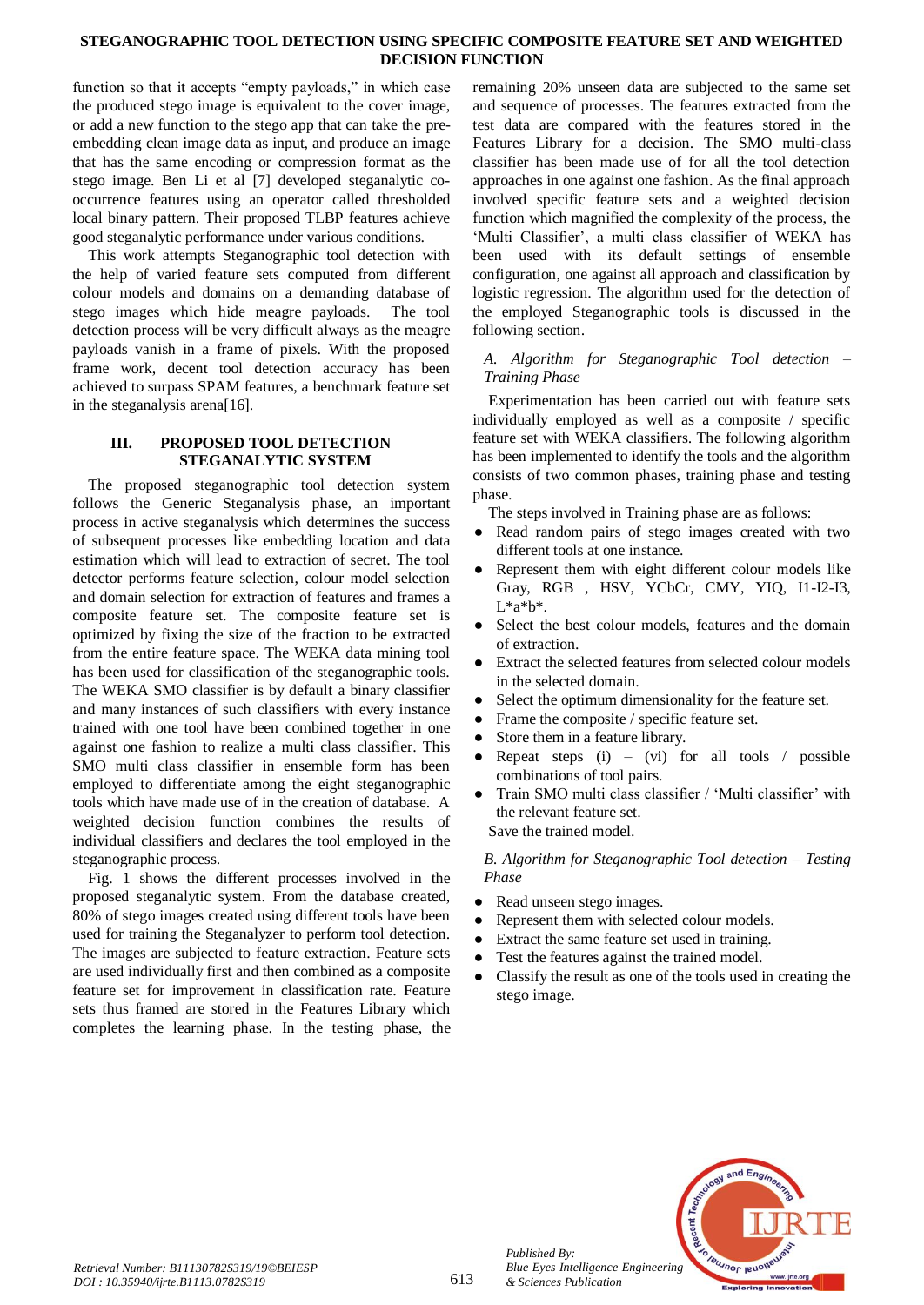function so that it accepts "empty payloads," in which case the produced stego image is equivalent to the cover image, or add a new function to the stego app that can take the pre-embedding clean image data as input, and produce an image that has the same encoding or compression format as the stego image. Ben Li et al [7] developed steganalytic co-occurrence features using an operator called thresholded local binary pattern. Their proposed TLBP features achieve good steganalytic performance under various conditions.

This work attempts Steganographic tool detection with the help of varied feature sets computed from different colour models and domains on a demanding database of stego images which hide meagre payloads. The tool detection process will be very difficult always as the meagre payloads vanish in a frame of pixels. With the proposed frame work, decent tool detection accuracy has been achieved to surpass SPAM features, a benchmark feature set in the steganalysis arena[16].

## III. PROPOSED TOOL DETECTION STEGANALYTIC SYSTEM

The proposed steganographic tool detection system follows the Generic Steganalysis phase, an important process in active steganalysis which determines the success of subsequent processes like embedding location and data estimation which will lead to extraction of secret. The tool detector performs feature selection, colour model selection and domain selection for extraction of features and frames a composite feature set. The composite feature set is optimized by fixing the size of the fraction to be extracted from the entire feature space. The WEKA data mining tool has been used for classification of the steganographic tools. The WEKA SMO classifier is by default a binary classifier and many instances of such classifiers with every instance trained with one tool have been combined together in one against one fashion to realize a multi class classifier. This SMO multi class classifier in ensemble form has been employed to differentiate among the eight steganographic tools which have made use of in the creation of database. A weighted decision function combines the results of individual classifiers and declares the tool employed in the steganographic process.

Fig. 1 shows the different processes involved in the proposed steganalytic system. From the database created, 80% of stego images created using different tools have been used for training the Steganalyzer to perform tool detection. The images are subjected to feature extraction. Feature sets are used individually first and then combined as a composite feature set for improvement in classification rate. Feature sets thus framed are stored in the Features Library which completes the learning phase. In the testing phase, the remaining 20% unseen data are subjected to the same set and sequence of processes. The features extracted from the test data are compared with the features stored in the Features Library for a decision. The SMO multi-class classifier has been made use of for all the tool detection approaches in one against one fashion. As the final approach involved specific feature sets and a weighted decision function which magnified the complexity of the process, the 'Multi Classifier', a multi class classifier of WEKA has been used with its default settings of ensemble configuration, one against all approach and classification by logistic regression. The algorithm used for the detection of the employed Steganographic tools is discussed in the following section.

### *A. Algorithm for Steganographic Tool detection – Training Phase*

Experimentation has been carried out with feature sets individually employed as well as a composite / specific feature set with WEKA classifiers. The following algorithm has been implemented to identify the tools and the algorithm consists of two common phases, training phase and testing phase.

The steps involved in Training phase are as follows:

- Read random pairs of stego images created with two different tools at one instance.
- Represent them with eight different colour models like Gray, RGB , HSV, YCbCr, CMY, YIQ, I1-I2-I3, L*a*b*.
- Select the best colour models, features and the domain of extraction.
- Extract the selected features from selected colour models in the selected domain.
- Select the optimum dimensionality for the feature set.
- Frame the composite / specific feature set.
- Store them in a feature library.
- Repeat steps (i) – (vi) for all tools / possible combinations of tool pairs.
- Train SMO multi class classifier / 'Multi classifier' with the relevant feature set.

Save the trained model.

### *B. Algorithm for Steganographic Tool detection – Testing Phase*

- Read unseen stego images.
- Represent them with selected colour models.
- Extract the same feature set used in training.
- Test the features against the trained model.
- Classify the result as one of the tools used in creating the stego image.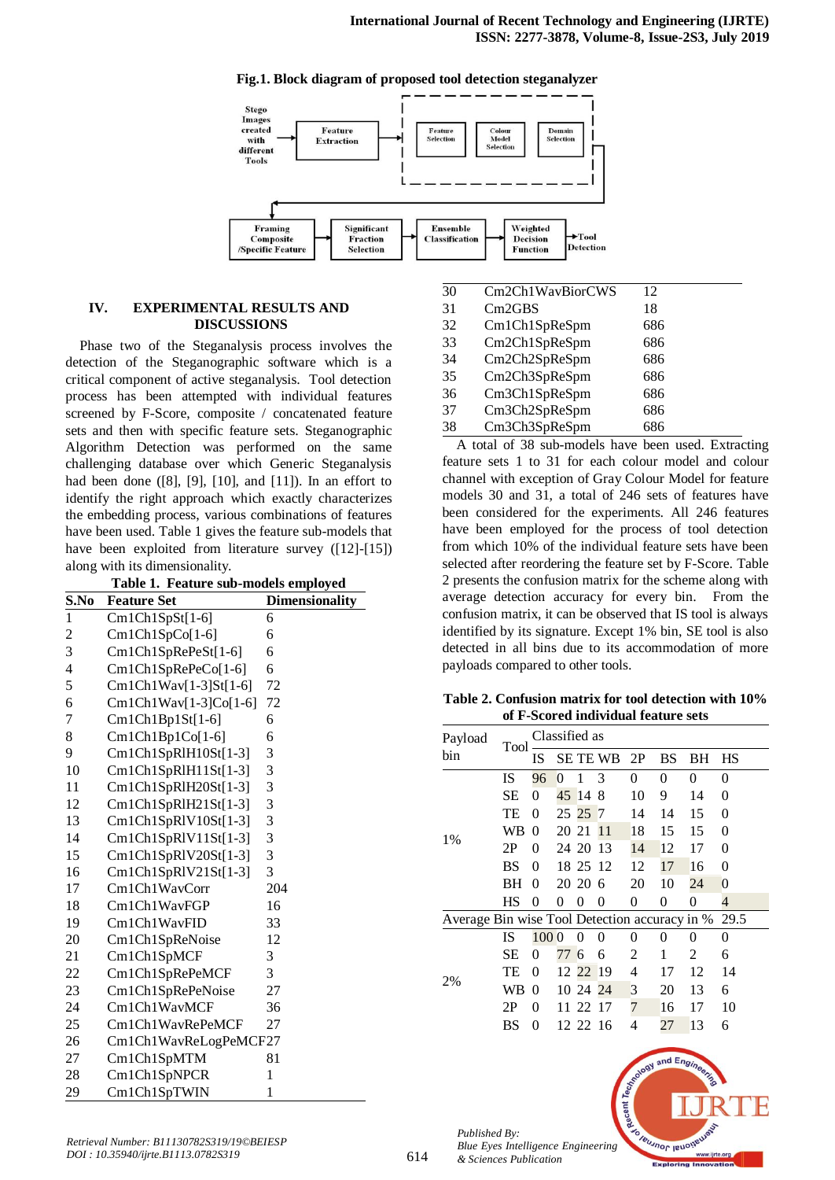Fig.1. Block diagram of proposed tool detection steganalyzer

## IV. EXPERIMENTAL RESULTS AND DISCUSSIONS

Phase two of the Steganalysis process involves the detection of the Steganographic software which is a critical component of active steganalysis. Tool detection process has been attempted with individual features screened by F-Score, composite / concatenated feature sets and then with specific feature sets. Steganographic Algorithm Detection was performed on the same challenging database over which Generic Steganalysis had been done ([8], [9], [10], and [11]). In an effort to identify the right approach which exactly characterizes the embedding process, various combinations of features have been used. Table 1 gives the feature sub-models that have been exploited from literature survey ([12]-[15]) along with its dimensionality.

**Table 1. Feature sub-models employed**

| S.No | Feature Set | Dimensionality |
|---|---|---|
| 1 | Cm1Ch1SpSt[1-6] | 6 |
| 2 | Cm1Ch1SpCo[1-6] | 6 |
| 3 | Cm1Ch1SpRePeSt[1-6] | 6 |
| 4 | Cm1Ch1SpRePeCo[1-6] | 6 |
| 5 | Cm1Ch1Wav[1-3]St[1-6] | 72 |
| 6 | Cm1Ch1Wav[1-3]Co[1-6] | 72 |
| 7 | Cm1Ch1Bp1St[1-6] | 6 |
| 8 | Cm1Ch1Bp1Co[1-6] | 6 |
| 9 | Cm1Ch1SpRlH10St[1-3] | 3 |
| 10 | Cm1Ch1SpRlH11St[1-3] | 3 |
| 11 | Cm1Ch1SpRlH20St[1-3] | 3 |
| 12 | Cm1Ch1SpRlH21St[1-3] | 3 |
| 13 | Cm1Ch1SpRlV10St[1-3] | 3 |
| 14 | Cm1Ch1SpRlV11St[1-3] | 3 |
| 15 | Cm1Ch1SpRlV20St[1-3] | 3 |
| 16 | Cm1Ch1SpRlV21St[1-3] | 3 |
| 17 | Cm1Ch1WavCorr | 204 |
| 18 | Cm1Ch1WavFGP | 16 |
| 19 | Cm1Ch1WavFID | 33 |
| 20 | Cm1Ch1SpReNoise | 12 |
| 21 | Cm1Ch1SpMCF | 3 |
| 22 | Cm1Ch1SpRePeMCF | 3 |
| 23 | Cm1Ch1SpRePeNoise | 27 |
| 24 | Cm1Ch1WavMCF | 36 |
| 25 | Cm1Ch1WavRePeMCF | 27 |
| 26 | Cm1Ch1WavReLogPeMCF | 27 |
| 27 | Cm1Ch1SpMTM | 81 |
| 28 | Cm1Ch1SpNPCR | 1 |
| 29 | Cm1Ch1SpTWIN | 1 |
| 30 | Cm2Ch1WavBiorCWS | 12 |
| 31 | Cm2GBS | 18 |
| 32 | Cm1Ch1SpReSpm | 686 |
| 33 | Cm2Ch1SpReSpm | 686 |
| 34 | Cm2Ch2SpReSpm | 686 |
| 35 | Cm2Ch3SpReSpm | 686 |
| 36 | Cm3Ch1SpReSpm | 686 |
| 37 | Cm3Ch2SpReSpm | 686 |
| 38 | Cm3Ch3SpReSpm | 686 |

A total of 38 sub-models have been used. Extracting feature sets 1 to 31 for each colour model and colour channel with exception of Gray Colour Model for feature models 30 and 31, a total of 246 sets of features have been considered for the experiments. All 246 features have been employed for the process of tool detection from which 10% of the individual feature sets have been selected after reordering the feature set by F-Score. Table 2 presents the confusion matrix for the scheme along with average detection accuracy for every bin. From the confusion matrix, it can be observed that IS tool is always identified by its signature. Except 1% bin, SE tool is also detected in all bins due to its accommodation of more payloads compared to other tools.

**Table 2. Confusion matrix for tool detection with 10% of F-Scored individual feature sets**

| Payload bin | Tool | Classified as | | | | | | | |
|---|---|---|---|---|---|---|---|---|---|
| | | IS | SE | TE | WB | 2P | BS | BH | HS |
| 1% | IS | 96 | 0 | 1 | 3 | 0 | 0 | 0 | 0 |
| | SE | 0 | 45 | 14 | 8 | 10 | 9 | 14 | 0 |
| | TE | 0 | 25 | 25 | 7 | 14 | 14 | 15 | 0 |
| | WB | 0 | 20 | 21 | 11 | 18 | 15 | 15 | 0 |
| | 2P | 0 | 24 | 20 | 13 | 14 | 12 | 17 | 0 |
| | BS | 0 | 18 | 25 | 12 | 12 | 17 | 16 | 0 |
| | BH | 0 | 20 | 20 | 6 | 20 | 10 | 24 | 0 |
| | HS | 0 | 0 | 0 | 0 | 0 | 0 | 0 | 4 |
| Average Bin wise Tool Detection accuracy in % | | | | | | | | | 29.5 |
| 2% | IS | 100 | 0 | 0 | 0 | 0 | 0 | 0 | 0 |
| | SE | 0 | 77 | 6 | 6 | 2 | 1 | 2 | 6 |
| | TE | 0 | 12 | 22 | 19 | 4 | 17 | 12 | 14 |
| | WB | 0 | 10 | 24 | 24 | 3 | 20 | 13 | 6 |
| | 2P | 0 | 11 | 22 | 17 | 7 | 16 | 17 | 10 |
| | BS | 0 | 12 | 22 | 16 | 4 | 27 | 13 | 6 |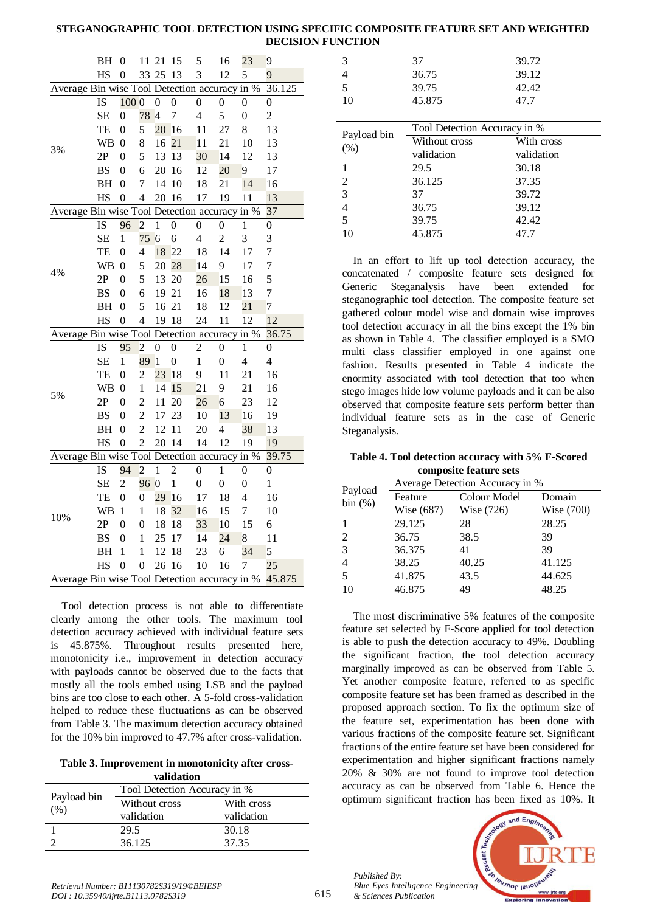| | | | | | | | | | |
|---|---|---|---|---|---|---|---|---|---|
| | BH | 0 | 11 | 21 | 15 | 5 | 16 | 23 | 9 |
| | HS | 0 | 33 | 25 | 13 | 3 | 12 | 5 | 9 |
| Average Bin wise Tool Detection accuracy in % | | | | | | | | | 36.125 |
| 3% | IS | 100 | 0 | 0 | 0 | 0 | 0 | 0 | 0 |
| | SE | 0 | 78 | 4 | 7 | 4 | 5 | 0 | 2 |
| | TE | 0 | 5 | 20 | 16 | 11 | 27 | 8 | 13 |
| | WB | 0 | 8 | 16 | 21 | 11 | 21 | 10 | 13 |
| | 2P | 0 | 5 | 13 | 13 | 30 | 14 | 12 | 13 |
| | BS | 0 | 6 | 20 | 16 | 12 | 20 | 9 | 17 |
| | BH | 0 | 7 | 14 | 10 | 18 | 21 | 14 | 16 |
| | HS | 0 | 4 | 20 | 16 | 17 | 19 | 11 | 13 |
| Average Bin wise Tool Detection accuracy in % | | | | | | | | | 37 |
| 4% | IS | 96 | 2 | 1 | 0 | 0 | 0 | 1 | 0 |
| | SE | 1 | 75 | 6 | 6 | 4 | 2 | 3 | 3 |
| | TE | 0 | 4 | 18 | 22 | 18 | 14 | 17 | 7 |
| | WB | 0 | 5 | 20 | 28 | 14 | 9 | 17 | 7 |
| | 2P | 0 | 5 | 13 | 20 | 26 | 15 | 16 | 5 |
| | BS | 0 | 6 | 19 | 21 | 16 | 18 | 13 | 7 |
| | BH | 0 | 5 | 16 | 21 | 18 | 12 | 21 | 7 |
| | HS | 0 | 4 | 19 | 18 | 24 | 11 | 12 | 12 |
| Average Bin wise Tool Detection accuracy in % | | | | | | | | | 36.75 |
| 5% | IS | 95 | 2 | 0 | 0 | 2 | 0 | 1 | 0 |
| | SE | 1 | 89 | 1 | 0 | 1 | 0 | 4 | 4 |
| | TE | 0 | 2 | 23 | 18 | 9 | 11 | 21 | 16 |
| | WB | 0 | 1 | 14 | 15 | 21 | 9 | 21 | 16 |
| | 2P | 0 | 2 | 11 | 20 | 26 | 6 | 23 | 12 |
| | BS | 0 | 2 | 17 | 23 | 10 | 13 | 16 | 19 |
| | BH | 0 | 2 | 12 | 11 | 20 | 4 | 38 | 13 |
| | HS | 0 | 2 | 20 | 14 | 14 | 12 | 19 | 19 |
| Average Bin wise Tool Detection accuracy in % | | | | | | | | | 39.75 |
| 10% | IS | 94 | 2 | 1 | 2 | 0 | 1 | 0 | 0 |
| | SE | 2 | 96 | 0 | 1 | 0 | 0 | 0 | 1 |
| | TE | 0 | 0 | 29 | 16 | 17 | 18 | 4 | 16 |
| | WB | 1 | 1 | 18 | 32 | 16 | 15 | 7 | 10 |
| | 2P | 0 | 0 | 18 | 18 | 33 | 10 | 15 | 6 |
| | BS | 0 | 1 | 25 | 17 | 14 | 24 | 8 | 11 |
| | BH | 1 | 1 | 12 | 18 | 23 | 6 | 34 | 5 |
| | HS | 0 | 0 | 26 | 16 | 10 | 16 | 7 | 25 |
| Average Bin wise Tool Detection accuracy in % | | | | | | | | | 45.875 |

Tool detection process is not able to differentiate clearly among the other tools. The maximum tool detection accuracy achieved with individual feature sets is 45.875%. Throughout results presented here, monotonicity i.e., improvement in detection accuracy with payloads cannot be observed due to the facts that mostly all the tools embed using LSB and the payload bins are too close to each other. A 5-fold cross-validation helped to reduce these fluctuations as can be observed from Table 3. The maximum detection accuracy obtained for the 10% bin improved to 47.7% after cross-validation.

**Table 3. Improvement in monotonicity after cross-validation**

| Payload bin (%) | Tool Detection Accuracy in % | |
|---|---|---|
| | Without cross validation | With cross validation |
| 1 | 29.5 | 30.18 |
| 2 | 36.125 | 37.35 |
| 3 | 37 | 39.72 |
| 4 | 36.75 | 39.12 |
| 5 | 39.75 | 42.42 |
| 10 | 45.875 | 47.7 |

In an effort to lift up tool detection accuracy, the concatenated / composite feature sets designed for Generic Steganalysis have been extended for steganographic tool detection. The composite feature set gathered colour model wise and domain wise improves tool detection accuracy in all the bins except the 1% bin as shown in Table 4. The classifier employed is a SMO multi class classifier employed in one against one fashion. Results presented in Table 4 indicate the enormity associated with tool detection that too when stego images hide low volume payloads and it can be also observed that composite feature sets perform better than individual feature sets as in the case of Generic Steganalysis.

**Table 4. Tool detection accuracy with 5% F-Scored composite feature sets**

| Payload bin (%) | Average Detection Accuracy in % | | |
|---|---|---|---|
| | Feature Wise (687) | Colour Model Wise (726) | Domain Wise (700) |
| 1 | 29.125 | 28 | 28.25 |
| 2 | 36.75 | 38.5 | 39 |
| 3 | 36.375 | 41 | 39 |
| 4 | 38.25 | 40.25 | 41.125 |
| 5 | 41.875 | 43.5 | 44.625 |
| 10 | 46.875 | 49 | 48.25 |

The most discriminative 5% features of the composite feature set selected by F-Score applied for tool detection is able to push the detection accuracy to 49%. Doubling the significant fraction, the tool detection accuracy marginally improved as can be observed from Table 5. Yet another composite feature, referred to as specific composite feature set has been framed as described in the proposed approach section. To fix the optimum size of the feature set, experimentation has been done with various fractions of the composite feature set. Significant fractions of the entire feature set have been considered for experimentation and higher significant fractions namely 20% & 30% are not found to improve tool detection accuracy as can be observed from Table 6. Hence the optimum significant fraction has been fixed as 10%. It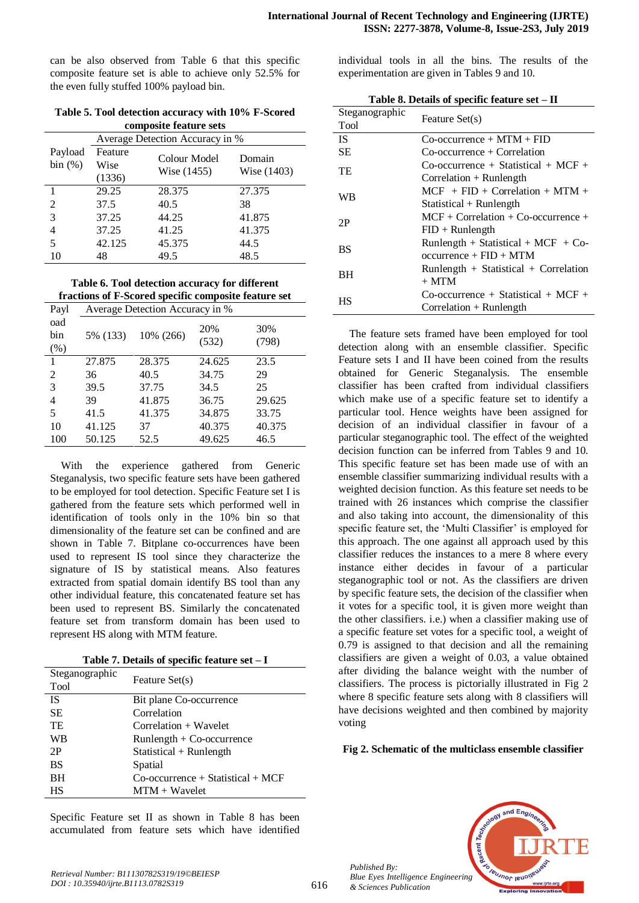can be also observed from Table 6 that this specific composite feature set is able to achieve only 52.5% for the even fully stuffed 100% payload bin.

**Table 5. Tool detection accuracy with 10% F-Scored composite feature sets**

| Payload bin (%) | Average Detection Accuracy in % | | |
|---|---|---|---|
| | Feature Wise (1336) | Colour Model Wise (1455) | Domain Wise (1403) |
| 1 | 29.25 | 28.375 | 27.375 |
| 2 | 37.5 | 40.5 | 38 |
| 3 | 37.25 | 44.25 | 41.875 |
| 4 | 37.25 | 41.25 | 41.375 |
| 5 | 42.125 | 45.375 | 44.5 |
| 10 | 48 | 49.5 | 48.5 |

**Table 6. Tool detection accuracy for different fractions of F-Scored specific composite feature set**

| Payload bin (%) | Average Detection Accuracy in % | | | |
|---|---|---|---|---|
| | 5% (133) | 10% (266) | 20% (532) | 30% (798) |
| 1 | 27.875 | 28.375 | 24.625 | 23.5 |
| 2 | 36 | 40.5 | 34.75 | 29 |
| 3 | 39.5 | 37.75 | 34.5 | 25 |
| 4 | 39 | 41.875 | 36.75 | 29.625 |
| 5 | 41.5 | 41.375 | 34.875 | 33.75 |
| 10 | 41.125 | 37 | 40.375 | 40.375 |
| 100 | 50.125 | 52.5 | 49.625 | 46.5 |

With the experience gathered from Generic Steganalysis, two specific feature sets have been gathered to be employed for tool detection. Specific Feature set I is gathered from the feature sets which performed well in identification of tools only in the 10% bin so that dimensionality of the feature set can be confined and are shown in Table 7. Bitplane co-occurrences have been used to represent IS tool since they characterize the signature of IS by statistical means. Also features extracted from spatial domain identify BS tool than any other individual feature, this concatenated feature set has been used to represent BS. Similarly the concatenated feature set from transform domain has been used to represent HS along with MTM feature.

**Table 7. Details of specific feature set – I**

| Steganographic Tool | Feature Set(s) |
|---|---|
| IS | Bit plane Co-occurrence |
| SE | Correlation |
| TE | Correlation + Wavelet |
| WB | Runlength + Co-occurrence |
| 2P | Statistical + Runlength |
| BS | Spatial |
| BH | Co-occurrence + Statistical + MCF |
| HS | MTM + Wavelet |

Specific Feature set II as shown in Table 8 has been accumulated from feature sets which have identified individual tools in all the bins. The results of the experimentation are given in Tables 9 and 10.

**Table 8. Details of specific feature set – II**

| Steganographic Tool | Feature Set(s) |
|---|---|
| IS | Co-occurrence + MTM + FID |
| SE | Co-occurrence + Correlation |
| TE | Co-occurrence + Statistical + MCF + Correlation + Runlength |
| WB | MCF + FID + Correlation + MTM + Statistical + Runlength |
| 2P | MCF + Correlation + Co-occurrence + FID + Runlength |
| BS | Runlength + Statistical + MCF + Co-occurrence + FID + MTM |
| BH | Runlength + Statistical + Correlation + MTM |
| HS | Co-occurrence + Statistical + MCF + Correlation + Runlength |

The feature sets framed have been employed for tool detection along with an ensemble classifier. Specific Feature sets I and II have been coined from the results obtained for Generic Steganalysis. The ensemble classifier has been crafted from individual classifiers which make use of a specific feature set to identify a particular tool. Hence weights have been assigned for decision of an individual classifier in favour of a particular steganographic tool. The effect of the weighted decision function can be inferred from Tables 9 and 10. This specific feature set has been made use of with an ensemble classifier summarizing individual results with a weighted decision function. As this feature set needs to be trained with 26 instances which comprise the classifier and also taking into account, the dimensionality of this specific feature set, the 'Multi Classifier' is employed for this approach. The one against all approach used by this classifier reduces the instances to a mere 8 where every instance either decides in favour of a particular steganographic tool or not. As the classifiers are driven by specific feature sets, the decision of the classifier when it votes for a specific tool, it is given more weight than the other classifiers. i.e.) when a classifier making use of a specific feature set votes for a specific tool, a weight of 0.79 is assigned to that decision and all the remaining classifiers are given a weight of 0.03, a value obtained after dividing the balance weight with the number of classifiers. The process is pictorially illustrated in Fig 2 where 8 specific feature sets along with 8 classifiers will have decisions weighted and then combined by majority voting

**Fig 2. Schematic of the multiclass ensemble classifier**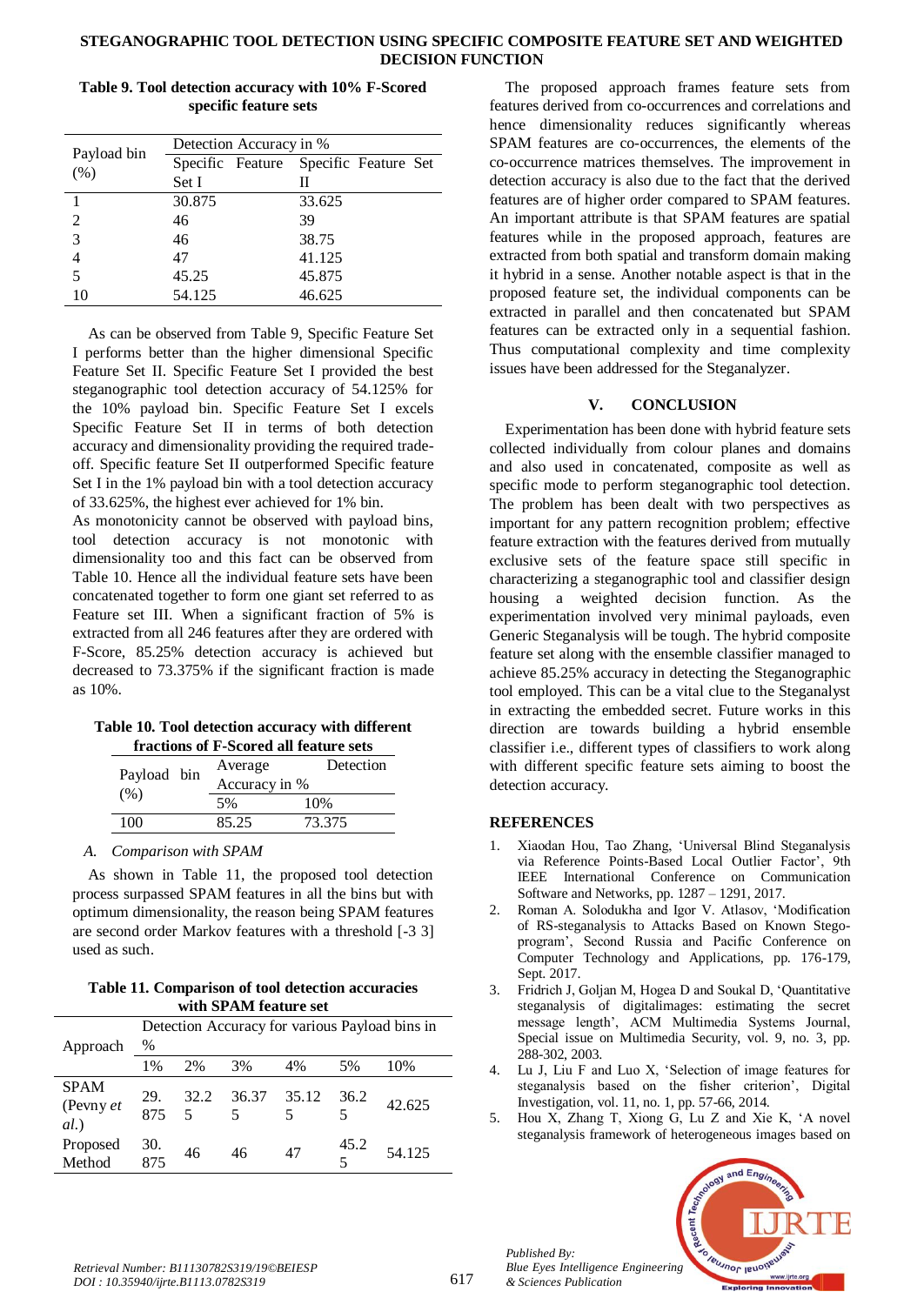**Table 9. Tool detection accuracy with 10% F-Scored specific feature sets**

| Payload bin (%) | Detection Accuracy in % | |
|---|---|---|
| | Specific Feature Set I | Specific Feature Set II |
| 1 | 30.875 | 33.625 |
| 2 | 46 | 39 |
| 3 | 46 | 38.75 |
| 4 | 47 | 41.125 |
| 5 | 45.25 | 45.875 |
| 10 | 54.125 | 46.625 |

As can be observed from Table 9, Specific Feature Set I performs better than the higher dimensional Specific Feature Set II. Specific Feature Set I provided the best steganographic tool detection accuracy of 54.125% for the 10% payload bin. Specific Feature Set I excels Specific Feature Set II in terms of both detection accuracy and dimensionality providing the required trade-off. Specific feature Set II outperformed Specific feature Set I in the 1% payload bin with a tool detection accuracy of 33.625%, the highest ever achieved for 1% bin.

As monotonicity cannot be observed with payload bins, tool detection accuracy is not monotonic with dimensionality too and this fact can be observed from Table 10. Hence all the individual feature sets have been concatenated together to form one giant set referred to as Feature set III. When a significant fraction of 5% is extracted from all 246 features after they are ordered with F-Score, 85.25% detection accuracy is achieved but decreased to 73.375% if the significant fraction is made as 10%.

**Table 10. Tool detection accuracy with different fractions of F-Scored all feature sets**

| Payload bin (%) | Average Detection Accuracy in % | |
|---|---|---|
| | 5% | 10% |
| 100 | 85.25 | 73.375 |

### A. Comparison with SPAM

As shown in Table 11, the proposed tool detection process surpassed SPAM features in all the bins but with optimum dimensionality, the reason being SPAM features are second order Markov features with a threshold [-3 3] used as such.

**Table 11. Comparison of tool detection accuracies with SPAM feature set**

| Approach | Detection Accuracy for various Payload bins in % | | | | | |
|---|---|---|---|---|---|---|
| | 1% | 2% | 3% | 4% | 5% | 10% |
| SPAM (Pevny *et al.*) | 29.875 | 32.25 | 36.375 | 35.125 | 36.25 | 42.625 |
| Proposed Method | 30.875 | 46 | 46 | 47 | 45.25 | 54.125 |

The proposed approach frames feature sets from features derived from co-occurrences and correlations and hence dimensionality reduces significantly whereas SPAM features are co-occurrences, the elements of the co-occurrence matrices themselves. The improvement in detection accuracy is also due to the fact that the derived features are of higher order compared to SPAM features. An important attribute is that SPAM features are spatial features while in the proposed approach, features are extracted from both spatial and transform domain making it hybrid in a sense. Another notable aspect is that in the proposed feature set, the individual components can be extracted in parallel and then concatenated but SPAM features can be extracted only in a sequential fashion. Thus computational complexity and time complexity issues have been addressed for the Steganalyzer.

## V. CONCLUSION

Experimentation has been done with hybrid feature sets collected individually from colour planes and domains and also used in concatenated, composite as well as specific mode to perform steganographic tool detection. The problem has been dealt with two perspectives as important for any pattern recognition problem; effective feature extraction with the features derived from mutually exclusive sets of the feature space still specific in characterizing a steganographic tool and classifier design housing a weighted decision function. As the experimentation involved very minimal payloads, even Generic Steganalysis will be tough. The hybrid composite feature set along with the ensemble classifier managed to achieve 85.25% accuracy in detecting the Steganographic tool employed. This can be a vital clue to the Steganalyst in extracting the embedded secret. Future works in this direction are towards building a hybrid ensemble classifier i.e., different types of classifiers to work along with different specific feature sets aiming to boost the detection accuracy.

## REFERENCES

1. Xiaodan Hou, Tao Zhang, 'Universal Blind Steganalysis via Reference Points-Based Local Outlier Factor', 9th IEEE International Conference on Communication Software and Networks, pp. 1287 – 1291, 2017.
2. Roman A. Solodukha and Igor V. Atlasov, 'Modification of RS-steganalysis to Attacks Based on Known Stego-program', Second Russia and Pacific Conference on Computer Technology and Applications, pp. 176-179, Sept. 2017.
3. Fridrich J, Goljan M, Hogea D and Soukal D, 'Quantitative steganalysis of digitalimages: estimating the secret message length', ACM Multimedia Systems Journal, Special issue on Multimedia Security, vol. 9, no. 3, pp. 288-302, 2003.
4. Lu J, Liu F and Luo X, 'Selection of image features for steganalysis based on the fisher criterion', Digital Investigation, vol. 11, no. 1, pp. 57-66, 2014.
5. Hou X, Zhang T, Xiong G, Lu Z and Xie K, 'A novel steganalysis framework of heterogeneous images based on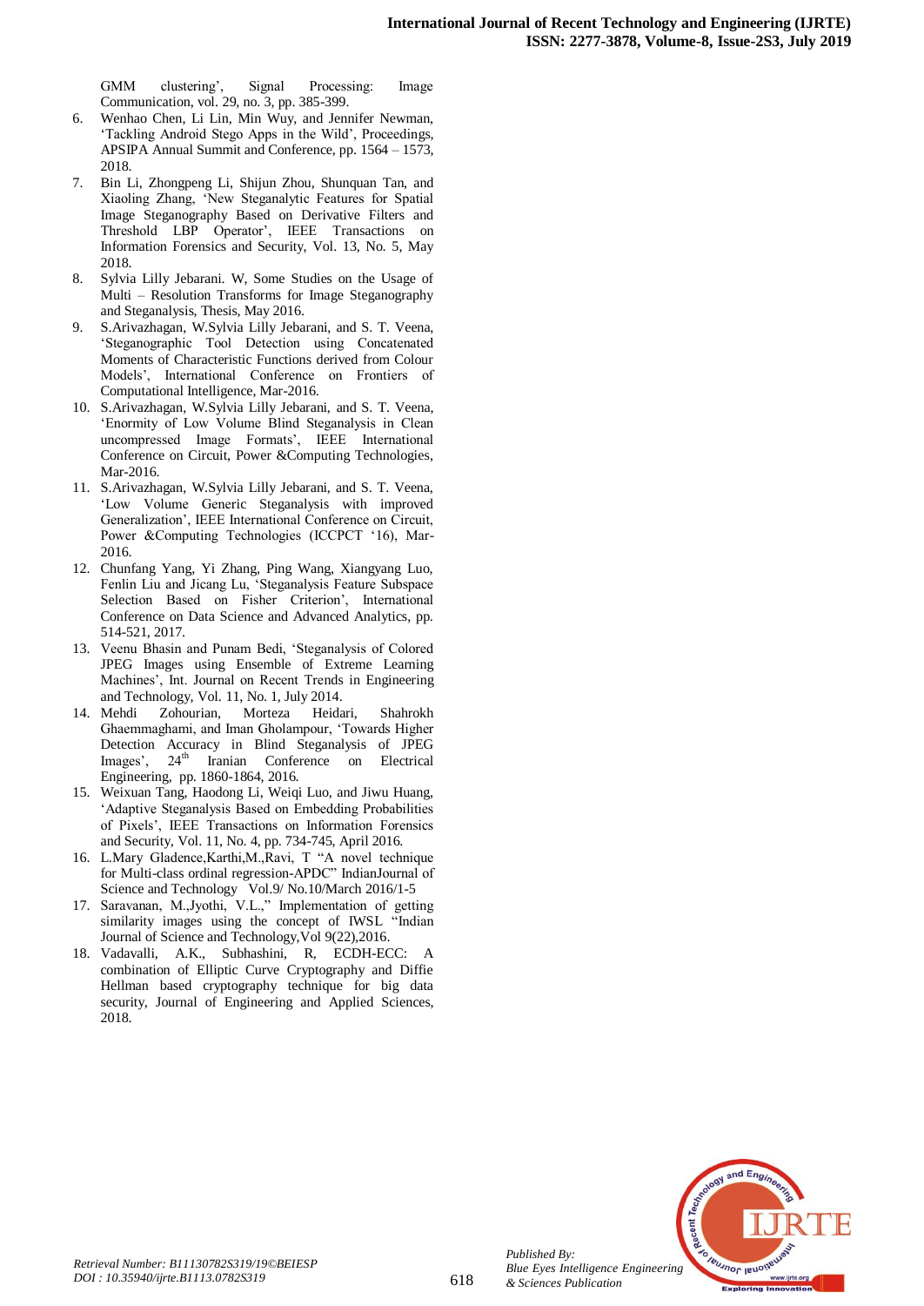GMM clustering', Signal Processing: Image Communication, vol. 29, no. 3, pp. 385-399.

6. Wenhao Chen, Li Lin, Min Wuy, and Jennifer Newman, 'Tackling Android Stego Apps in the Wild', Proceedings, APSIPA Annual Summit and Conference, pp. 1564 – 1573, 2018.
7. Bin Li, Zhongpeng Li, Shijun Zhou, Shunquan Tan, and Xiaoling Zhang, 'New Steganalytic Features for Spatial Image Steganography Based on Derivative Filters and Threshold LBP Operator', IEEE Transactions on Information Forensics and Security, Vol. 13, No. 5, May 2018.
8. Sylvia Lilly Jebarani. W, Some Studies on the Usage of Multi – Resolution Transforms for Image Steganography and Steganalysis, Thesis, May 2016.
9. S.Arivazhagan, W.Sylvia Lilly Jebarani, and S. T. Veena, 'Steganographic Tool Detection using Concatenated Moments of Characteristic Functions derived from Colour Models', International Conference on Frontiers of Computational Intelligence, Mar-2016.
10. S.Arivazhagan, W.Sylvia Lilly Jebarani, and S. T. Veena, 'Enormity of Low Volume Blind Steganalysis in Clean uncompressed Image Formats', IEEE International Conference on Circuit, Power &Computing Technologies, Mar-2016.
11. S.Arivazhagan, W.Sylvia Lilly Jebarani, and S. T. Veena, 'Low Volume Generic Steganalysis with improved Generalization', IEEE International Conference on Circuit, Power &Computing Technologies (ICCPCT '16), Mar-2016.
12. Chunfang Yang, Yi Zhang, Ping Wang, Xiangyang Luo, Fenlin Liu and Jicang Lu, 'Steganalysis Feature Subspace Selection Based on Fisher Criterion', International Conference on Data Science and Advanced Analytics, pp. 514-521, 2017.
13. Veenu Bhasin and Punam Bedi, 'Steganalysis of Colored JPEG Images using Ensemble of Extreme Learning Machines', Int. Journal on Recent Trends in Engineering and Technology, Vol. 11, No. 1, July 2014.
14. Mehdi Zohourian, Morteza Heidari, Shahrokh Ghaemmaghami, and Iman Gholampour, 'Towards Higher Detection Accuracy in Blind Steganalysis of JPEG Images', 24th Iranian Conference on Electrical Engineering, pp. 1860-1864, 2016.
15. Weixuan Tang, Haodong Li, Weiqi Luo, and Jiwu Huang, 'Adaptive Steganalysis Based on Embedding Probabilities of Pixels', IEEE Transactions on Information Forensics and Security, Vol. 11, No. 4, pp. 734-745, April 2016.
16. L.Mary Gladence,Karthi,M.,Ravi, T "A novel technique for Multi-class ordinal regression-APDC" IndianJournal of Science and Technology Vol.9/ No.10/March 2016/1-5
17. Saravanan, M.,Jyothi, V.L.," Implementation of getting similarity images using the concept of IWSL "Indian Journal of Science and Technology,Vol 9(22),2016.
18. Vadavalli, A.K., Subhashini, R, ECDH-ECC: A combination of Elliptic Curve Cryptography and Diffie Hellman based cryptography technique for big data security, Journal of Engineering and Applied Sciences, 2018.